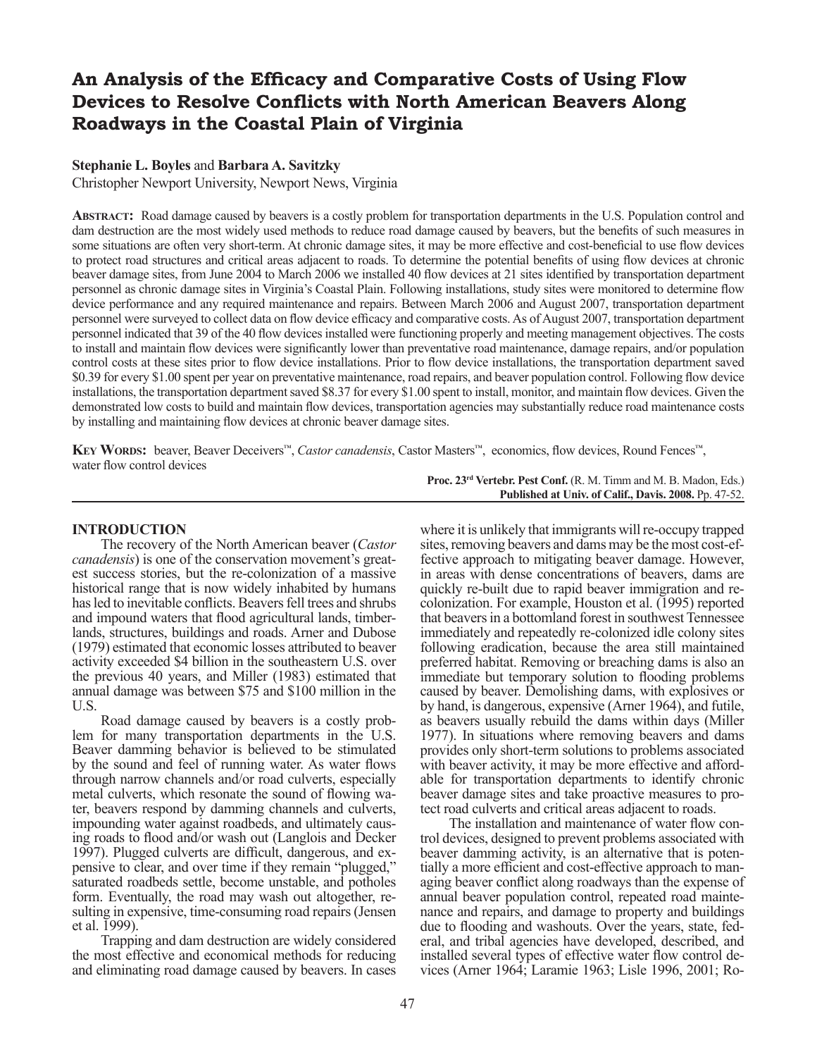# An Analysis of the Efficacy and Comparative Costs of Using Flow Devices to Resolve Conflicts with North American Beavers Along Roadways in the Coastal Plain of Virginia

**Stephanie L. Boyles** and **Barbara A. Savitzky**

Christopher Newport University, Newport News, Virginia

**Abstract:** Road damage caused by beavers is a costly problem for transportation departments in the U.S. Population control and dam destruction are the most widely used methods to reduce road damage caused by beavers, but the benefits of such measures in some situations are often very short-term. At chronic damage sites, it may be more effective and cost-beneficial to use flow devices to protect road structures and critical areas adjacent to roads. To determine the potential benefits of using flow devices at chronic beaver damage sites, from June 2004 to March 2006 we installed 40 flow devices at 21 sites identified by transportation department personnel as chronic damage sites in Virginia's Coastal Plain. Following installations, study sites were monitored to determine flow device performance and any required maintenance and repairs. Between March 2006 and August 2007, transportation department personnel were surveyed to collect data on flow device efficacy and comparative costs. As of August 2007, transportation department personnel indicated that 39 of the 40 flow devices installed were functioning properly and meeting management objectives. The costs to install and maintain flow devices were significantly lower than preventative road maintenance, damage repairs, and/or population control costs at these sites prior to flow device installations. Prior to flow device installations, the transportation department saved $0.39 for every $1.00 spent per year on preventative maintenance, road repairs, and beaver population control. Following flow device installations, the transportation department saved $8.37 for every $1.00 spent to install, monitor, and maintain flow devices. Given the demonstrated low costs to build and maintain flow devices, transportation agencies may substantially reduce road maintenance costs by installing and maintaining flow devices at chronic beaver damage sites.

**Key Words:** beaver, Beaver Deceivers™, *Castor canadensis*, Castor Masters™, economics, flow devices, Round Fences™, water flow control devices

**Proc. 23rd Vertebr. Pest Conf.** (R. M. Timm and M. B. Madon, Eds.)
**Published at Univ. of Calif., Davis. 2008.** Pp. 47-52.

## INTRODUCTION

The recovery of the North American beaver (*Castor canadensis*) is one of the conservation movement's greatest success stories, but the re-colonization of a massive historical range that is now widely inhabited by humans has led to inevitable conflicts. Beavers fell trees and shrubs and impound waters that flood agricultural lands, timberlands, structures, buildings and roads. Arner and Dubose (1979) estimated that economic losses attributed to beaver activity exceeded $4 billion in the southeastern U.S. over the previous 40 years, and Miller (1983) estimated that annual damage was between $75 and $100 million in the U.S.

Road damage caused by beavers is a costly problem for many transportation departments in the U.S. Beaver damming behavior is believed to be stimulated by the sound and feel of running water. As water flows through narrow channels and/or road culverts, especially metal culverts, which resonate the sound of flowing water, beavers respond by damming channels and culverts, impounding water against roadbeds, and ultimately causing roads to flood and/or wash out (Langlois and Decker 1997). Plugged culverts are difficult, dangerous, and expensive to clear, and over time if they remain "plugged," saturated roadbeds settle, become unstable, and potholes form. Eventually, the road may wash out altogether, resulting in expensive, time-consuming road repairs (Jensen et al. 1999).

Trapping and dam destruction are widely considered the most effective and economical methods for reducing and eliminating road damage caused by beavers. In cases where it is unlikely that immigrants will re-occupy trapped sites, removing beavers and dams may be the most cost-effective approach to mitigating beaver damage. However, in areas with dense concentrations of beavers, dams are quickly re-built due to rapid beaver immigration and re-colonization. For example, Houston et al. (1995) reported that beavers in a bottomland forest in southwest Tennessee immediately and repeatedly re-colonized idle colony sites following eradication, because the area still maintained preferred habitat. Removing or breaching dams is also an immediate but temporary solution to flooding problems caused by beaver. Demolishing dams, with explosives or by hand, is dangerous, expensive (Arner 1964), and futile, as beavers usually rebuild the dams within days (Miller 1977). In situations where removing beavers and dams provides only short-term solutions to problems associated with beaver activity, it may be more effective and affordable for transportation departments to identify chronic beaver damage sites and take proactive measures to protect road culverts and critical areas adjacent to roads.

The installation and maintenance of water flow control devices, designed to prevent problems associated with beaver damming activity, is an alternative that is potentially a more efficient and cost-effective approach to managing beaver conflict along roadways than the expense of annual beaver population control, repeated road maintenance and repairs, and damage to property and buildings due to flooding and washouts. Over the years, state, federal, and tribal agencies have developed, described, and installed several types of effective water flow control devices (Arner 1964; Laramie 1963; Lisle 1996, 2001; Ro-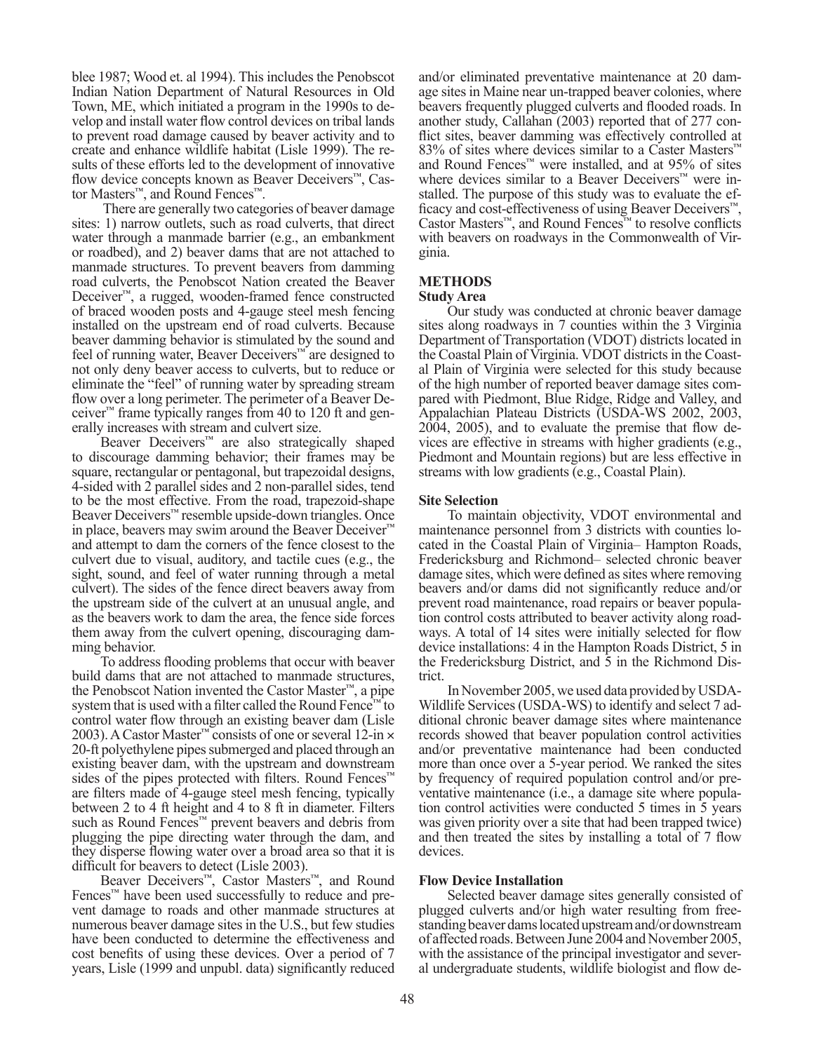blee 1987; Wood et. al 1994). This includes the Penobscot Indian Nation Department of Natural Resources in Old Town, ME, which initiated a program in the 1990s to develop and install water flow control devices on tribal lands to prevent road damage caused by beaver activity and to create and enhance wildlife habitat (Lisle 1999). The results of these efforts led to the development of innovative flow device concepts known as Beaver Deceivers™, Castor Masters™, and Round Fences™.

There are generally two categories of beaver damage sites: 1) narrow outlets, such as road culverts, that direct water through a manmade barrier (e.g., an embankment or roadbed), and 2) beaver dams that are not attached to manmade structures. To prevent beavers from damming road culverts, the Penobscot Nation created the Beaver Deceiver™, a rugged, wooden-framed fence constructed of braced wooden posts and 4-gauge steel mesh fencing installed on the upstream end of road culverts. Because beaver damming behavior is stimulated by the sound and feel of running water, Beaver Deceivers™ are designed to not only deny beaver access to culverts, but to reduce or eliminate the "feel" of running water by spreading stream flow over a long perimeter. The perimeter of a Beaver Deceiver™ frame typically ranges from 40 to 120 ft and generally increases with stream and culvert size.

Beaver Deceivers™ are also strategically shaped to discourage damming behavior; their frames may be square, rectangular or pentagonal, but trapezoidal designs, 4-sided with 2 parallel sides and 2 non-parallel sides, tend to be the most effective. From the road, trapezoid-shape Beaver Deceivers™ resemble upside-down triangles. Once in place, beavers may swim around the Beaver Deceiver™ and attempt to dam the corners of the fence closest to the culvert due to visual, auditory, and tactile cues (e.g., the sight, sound, and feel of water running through a metal culvert). The sides of the fence direct beavers away from the upstream side of the culvert at an unusual angle, and as the beavers work to dam the area, the fence side forces them away from the culvert opening, discouraging damming behavior.

To address flooding problems that occur with beaver build dams that are not attached to manmade structures, the Penobscot Nation invented the Castor Master™, a pipe system that is used with a filter called the Round Fence™ to control water flow through an existing beaver dam (Lisle 2003). A Castor Master™ consists of one or several 12-in × 20-ft polyethylene pipes submerged and placed through an existing beaver dam, with the upstream and downstream sides of the pipes protected with filters. Round Fences™ are filters made of 4-gauge steel mesh fencing, typically between 2 to 4 ft height and 4 to 8 ft in diameter. Filters such as Round Fences™ prevent beavers and debris from plugging the pipe directing water through the dam, and they disperse flowing water over a broad area so that it is difficult for beavers to detect (Lisle 2003).

Beaver Deceivers™, Castor Masters™, and Round Fences™ have been used successfully to reduce and prevent damage to roads and other manmade structures at numerous beaver damage sites in the U.S., but few studies have been conducted to determine the effectiveness and cost benefits of using these devices. Over a period of 7 years, Lisle (1999 and unpubl. data) significantly reduced and/or eliminated preventative maintenance at 20 damage sites in Maine near un-trapped beaver colonies, where beavers frequently plugged culverts and flooded roads. In another study, Callahan (2003) reported that of 277 conflict sites, beaver damming was effectively controlled at 83% of sites where devices similar to a Caster Masters™ and Round Fences™ were installed, and at 95% of sites where devices similar to a Beaver Deceivers™ were installed. The purpose of this study was to evaluate the efficacy and cost-effectiveness of using Beaver Deceivers™, Castor Masters™, and Round Fences™ to resolve conflicts with beavers on roadways in the Commonwealth of Virginia.

## METHODS

### Study Area

Our study was conducted at chronic beaver damage sites along roadways in 7 counties within the 3 Virginia Department of Transportation (VDOT) districts located in the Coastal Plain of Virginia. VDOT districts in the Coastal Plain of Virginia were selected for this study because of the high number of reported beaver damage sites compared with Piedmont, Blue Ridge, Ridge and Valley, and Appalachian Plateau Districts (USDA-WS 2002, 2003, 2004, 2005), and to evaluate the premise that flow devices are effective in streams with higher gradients (e.g., Piedmont and Mountain regions) but are less effective in streams with low gradients (e.g., Coastal Plain).

### Site Selection

To maintain objectivity, VDOT environmental and maintenance personnel from 3 districts with counties located in the Coastal Plain of Virginia– Hampton Roads, Fredericksburg and Richmond– selected chronic beaver damage sites, which were defined as sites where removing beavers and/or dams did not significantly reduce and/or prevent road maintenance, road repairs or beaver population control costs attributed to beaver activity along roadways. A total of 14 sites were initially selected for flow device installations: 4 in the Hampton Roads District, 5 in the Fredericksburg District, and 5 in the Richmond District.

In November 2005, we used data provided by USDA-Wildlife Services (USDA-WS) to identify and select 7 additional chronic beaver damage sites where maintenance records showed that beaver population control activities and/or preventative maintenance had been conducted more than once over a 5-year period. We ranked the sites by frequency of required population control and/or preventative maintenance (i.e., a damage site where population control activities were conducted 5 times in 5 years was given priority over a site that had been trapped twice) and then treated the sites by installing a total of 7 flow devices.

### Flow Device Installation

Selected beaver damage sites generally consisted of plugged culverts and/or high water resulting from free-standing beaver dams located upstream and/or downstream of affected roads. Between June 2004 and November 2005, with the assistance of the principal investigator and several undergraduate students, wildlife biologist and flow de-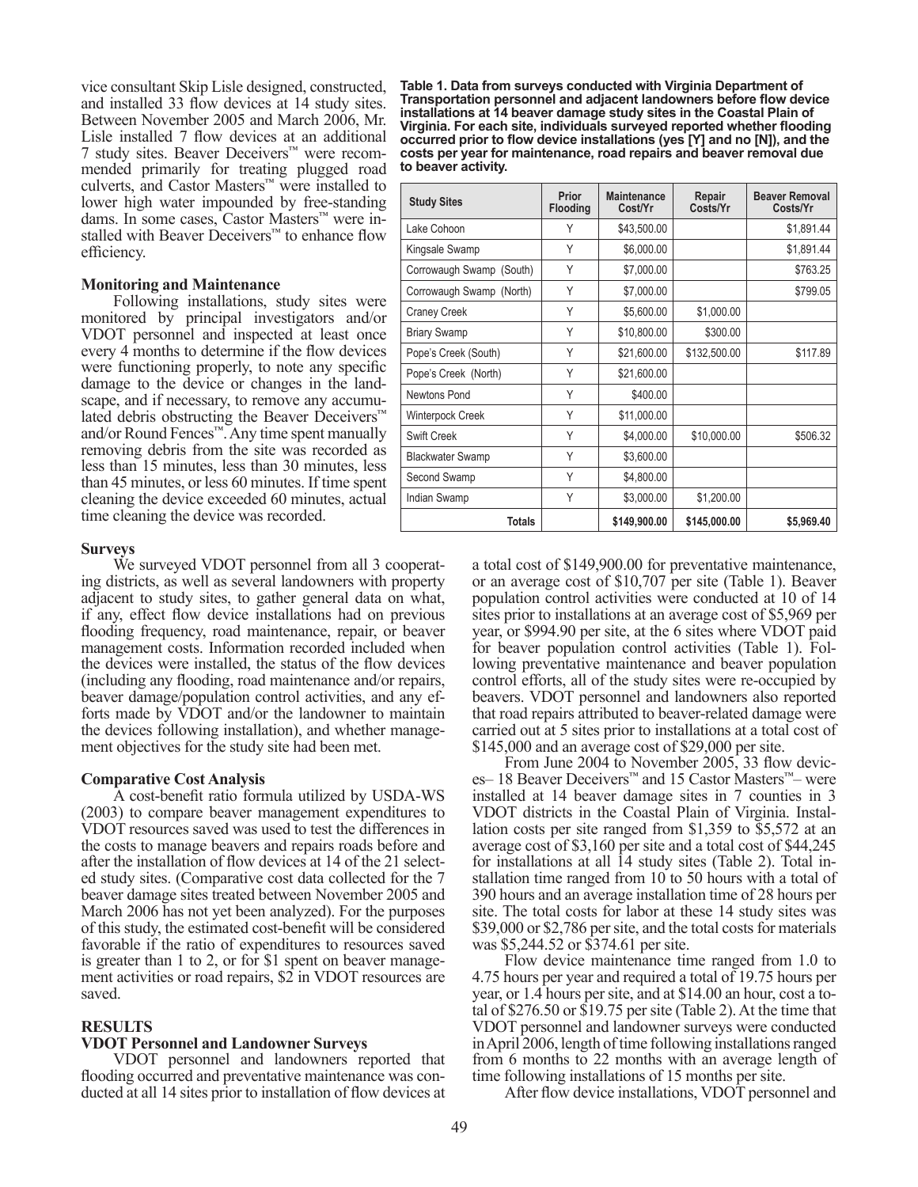vice consultant Skip Lisle designed, constructed, and installed 33 flow devices at 14 study sites. Between November 2005 and March 2006, Mr. Lisle installed 7 flow devices at an additional 7 study sites. Beaver Deceivers™ were recommended primarily for treating plugged road culverts, and Castor Masters™ were installed to lower high water impounded by free-standing dams. In some cases, Castor Masters™ were installed with Beaver Deceivers™ to enhance flow efficiency.

### Monitoring and Maintenance

Following installations, study sites were monitored by principal investigators and/or VDOT personnel and inspected at least once every 4 months to determine if the flow devices were functioning properly, to note any specific damage to the device or changes in the landscape, and if necessary, to remove any accumulated debris obstructing the Beaver Deceivers™ and/or Round Fences™. Any time spent manually removing debris from the site was recorded as less than 15 minutes, less than 30 minutes, less than 45 minutes, or less 60 minutes. If time spent cleaning the device exceeded 60 minutes, actual time cleaning the device was recorded.

### Surveys

We surveyed VDOT personnel from all 3 cooperating districts, as well as several landowners with property adjacent to study sites, to gather general data on what, if any, effect flow device installations had on previous flooding frequency, road maintenance, repair, or beaver management costs. Information recorded included when the devices were installed, the status of the flow devices (including any flooding, road maintenance and/or repairs, beaver damage/population control activities, and any efforts made by VDOT and/or the landowner to maintain the devices following installation), and whether management objectives for the study site had been met.

### Comparative Cost Analysis

A cost-benefit ratio formula utilized by USDA-WS (2003) to compare beaver management expenditures to VDOT resources saved was used to test the differences in the costs to manage beavers and repairs roads before and after the installation of flow devices at 14 of the 21 selected study sites. (Comparative cost data collected for the 7 beaver damage sites treated between November 2005 and March 2006 has not yet been analyzed). For the purposes of this study, the estimated cost-benefit will be considered favorable if the ratio of expenditures to resources saved is greater than 1 to 2, or for $1 spent on beaver management activities or road repairs, $2 in VDOT resources are saved.

## RESULTS

### VDOT Personnel and Landowner Surveys

VDOT personnel and landowners reported that flooding occurred and preventative maintenance was conducted at all 14 sites prior to installation of flow devices at a total cost of $149,900.00 for preventative maintenance, or an average cost of $10,707 per site (Table 1). Beaver population control activities were conducted at 10 of 14 sites prior to installations at an average cost of $5,969 per year, or $994.90 per site, at the 6 sites where VDOT paid for beaver population control activities (Table 1). Following preventative maintenance and beaver population control efforts, all of the study sites were re-occupied by beavers. VDOT personnel and landowners also reported that road repairs attributed to beaver-related damage were carried out at 5 sites prior to installations at a total cost of $145,000 and an average cost of $29,000 per site.

**Table 1. Data from surveys conducted with Virginia Department of Transportation personnel and adjacent landowners before flow device installations at 14 beaver damage study sites in the Coastal Plain of Virginia. For each site, individuals surveyed reported whether flooding occurred prior to flow device installations (yes [Y] and no [N]), and the costs per year for maintenance, road repairs and beaver removal due to beaver activity.**

| Study Sites | Prior Flooding | Maintenance Cost/Yr | Repair Costs/Yr | Beaver Removal Costs/Yr |
|---|---|---|---|---|
| Lake Cohoon | Y | $43,500.00 | | $1,891.44 |
| Kingsale Swamp | Y | $6,000.00 | | $1,891.44 |
| Corrowaugh Swamp (South) | Y | $7,000.00 | | $763.25 |
| Corrowaugh Swamp (North) | Y | $7,000.00 | | $799.05 |
| Craney Creek | Y | $5,600.00 | $1,000.00 | |
| Briary Swamp | Y | $10,800.00 | $300.00 | |
| Pope's Creek (South) | Y | $21,600.00 | $132,500.00 | $117.89 |
| Pope's Creek (North) | Y | $21,600.00 | | |
| Newtons Pond | Y | $400.00 | | |
| Winterpock Creek | Y | $11,000.00 | | |
| Swift Creek | Y | $4,000.00 | $10,000.00 | $506.32 |
| Blackwater Swamp | Y | $3,600.00 | | |
| Second Swamp | Y | $4,800.00 | | |
| Indian Swamp | Y | $3,000.00 | $1,200.00 | |
| **Totals** | | **$149,900.00** | **$145,000.00** | **$5,969.40** |

From June 2004 to November 2005, 33 flow devices– 18 Beaver Deceivers™ and 15 Castor Masters™– were installed at 14 beaver damage sites in 7 counties in 3 VDOT districts in the Coastal Plain of Virginia. Installation costs per site ranged from $1,359 to $5,572 at an average cost of $3,160 per site and a total cost of $44,245 for installations at all 14 study sites (Table 2). Total installation time ranged from 10 to 50 hours with a total of 390 hours and an average installation time of 28 hours per site. The total costs for labor at these 14 study sites was $39,000 or $2,786 per site, and the total costs for materials was $5,244.52 or $374.61 per site.

Flow device maintenance time ranged from 1.0 to 4.75 hours per year and required a total of 19.75 hours per year, or 1.4 hours per site, and at $14.00 an hour, cost a total of $276.50 or $19.75 per site (Table 2). At the time that VDOT personnel and landowner surveys were conducted in April 2006, length of time following installations ranged from 6 months to 22 months with an average length of time following installations of 15 months per site.

After flow device installations, VDOT personnel and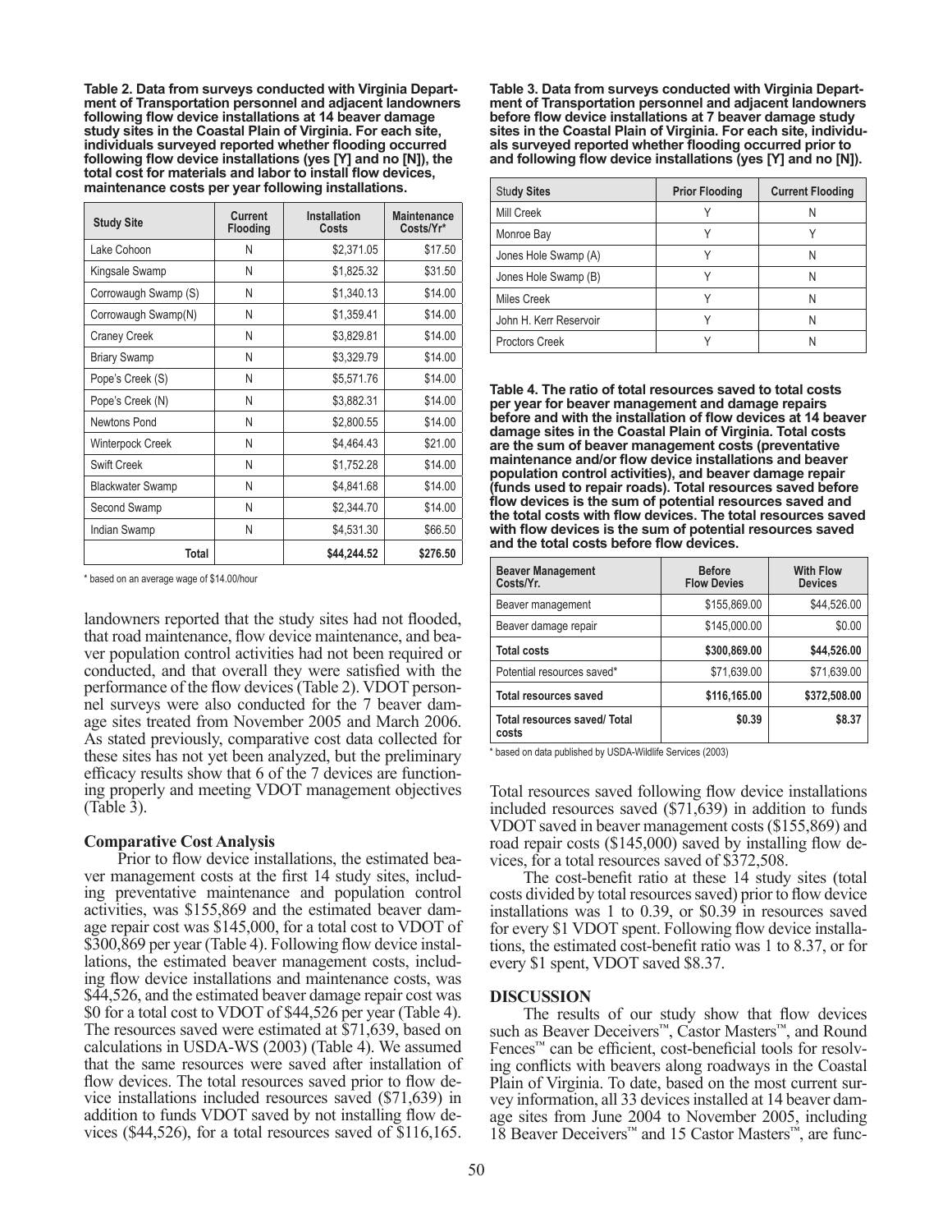**Table 2. Data from surveys conducted with Virginia Department of Transportation personnel and adjacent landowners following flow device installations at 14 beaver damage study sites in the Coastal Plain of Virginia. For each site, individuals surveyed reported whether flooding occurred following flow device installations (yes [Y] and no [N]), the total cost for materials and labor to install flow devices, maintenance costs per year following installations.**

| Study Site | Current Flooding | Installation Costs | Maintenance Costs/Yr* |
|---|---|---|---|
| Lake Cohoon | N | $2,371.05 | $17.50 |
| Kingsale Swamp | N | $1,825.32 | $31.50 |
| Corrowaugh Swamp (S) | N | $1,340.13 | $14.00 |
| Corrowaugh Swamp(N) | N | $1,359.41 | $14.00 |
| Craney Creek | N | $3,829.81 | $14.00 |
| Briary Swamp | N | $3,329.79 | $14.00 |
| Pope's Creek (S) | N | $5,571.76 | $14.00 |
| Pope's Creek (N) | N | $3,882.31 | $14.00 |
| Newtons Pond | N | $2,800.55 | $14.00 |
| Winterpock Creek | N | $4,464.43 | $21.00 |
| Swift Creek | N | $1,752.28 | $14.00 |
| Blackwater Swamp | N | $4,841.68 | $14.00 |
| Second Swamp | N | $2,344.70 | $14.00 |
| Indian Swamp | N | $4,531.30 | $66.50 |
| **Total** | | **$44,244.52** | **$276.50** |

* based on an average wage of $14.00/hour

landowners reported that the study sites had not flooded, that road maintenance, flow device maintenance, and beaver population control activities had not been required or conducted, and that overall they were satisfied with the performance of the flow devices (Table 2). VDOT personnel surveys were also conducted for the 7 beaver damage sites treated from November 2005 and March 2006. As stated previously, comparative cost data collected for these sites has not yet been analyzed, but the preliminary efficacy results show that 6 of the 7 devices are functioning properly and meeting VDOT management objectives (Table 3).

**Comparative Cost Analysis**

Prior to flow device installations, the estimated beaver management costs at the first 14 study sites, including preventative maintenance and population control activities, was $155,869 and the estimated beaver damage repair cost was $145,000, for a total cost to VDOT of $300,869 per year (Table 4). Following flow device installations, the estimated beaver management costs, including flow device installations and maintenance costs, was $44,526, and the estimated beaver damage repair cost was $0 for a total cost to VDOT of $44,526 per year (Table 4). The resources saved were estimated at $71,639, based on calculations in USDA-WS (2003) (Table 4). We assumed that the same resources were saved after installation of flow devices. The total resources saved prior to flow device installations included resources saved ($71,639) in addition to funds VDOT saved by not installing flow devices ($44,526), for a total resources saved of $116,165.

**Table 3. Data from surveys conducted with Virginia Department of Transportation personnel and adjacent landowners before flow device installations at 7 beaver damage study sites in the Coastal Plain of Virginia. For each site, individuals surveyed reported whether flooding occurred prior to and following flow device installations (yes [Y] and no [N]).**

| Study Sites | Prior Flooding | Current Flooding |
|---|---|---|
| Mill Creek | Y | N |
| Monroe Bay | Y | Y |
| Jones Hole Swamp (A) | Y | N |
| Jones Hole Swamp (B) | Y | N |
| Miles Creek | Y | N |
| John H. Kerr Reservoir | Y | N |
| Proctors Creek | Y | N |

**Table 4. The ratio of total resources saved to total costs per year for beaver management and damage repairs before and with the installation of flow devices at 14 beaver damage sites in the Coastal Plain of Virginia. Total costs are the sum of beaver management costs (preventative maintenance and/or flow device installations and beaver population control activities), and beaver damage repair (funds used to repair roads). Total resources saved before flow devices is the sum of potential resources saved and the total costs with flow devices. The total resources saved with flow devices is the sum of potential resources saved and the total costs before flow devices.**

| Beaver Management Costs/Yr. | Before Flow Devies | With Flow Devices |
|---|---|---|
| Beaver management | $155,869.00 | $44,526.00 |
| Beaver damage repair | $145,000.00 | $0.00 |
| **Total costs** | **$300,869.00** | **$44,526.00** |
| Potential resources saved* | $71,639.00 | $71,639.00 |
| **Total resources saved** | **$116,165.00** | **$372,508.00** |
| **Total resources saved/ Total costs** | **$0.39** | **$8.37** |

* based on data published by USDA-Wildlife Services (2003)

Total resources saved following flow device installations included resources saved ($71,639) in addition to funds VDOT saved in beaver management costs ($155,869) and road repair costs ($145,000) saved by installing flow devices, for a total resources saved of $372,508.

The cost-benefit ratio at these 14 study sites (total costs divided by total resources saved) prior to flow device installations was 1 to 0.39, or $0.39 in resources saved for every $1 VDOT spent. Following flow device installations, the estimated cost-benefit ratio was 1 to 8.37, or for every $1 spent, VDOT saved $8.37.

## DISCUSSION

The results of our study show that flow devices such as Beaver Deceivers™, Castor Masters™, and Round Fences™ can be efficient, cost-beneficial tools for resolving conflicts with beavers along roadways in the Coastal Plain of Virginia. To date, based on the most current survey information, all 33 devices installed at 14 beaver damage sites from June 2004 to November 2005, including 18 Beaver Deceivers™ and 15 Castor Masters™, are func-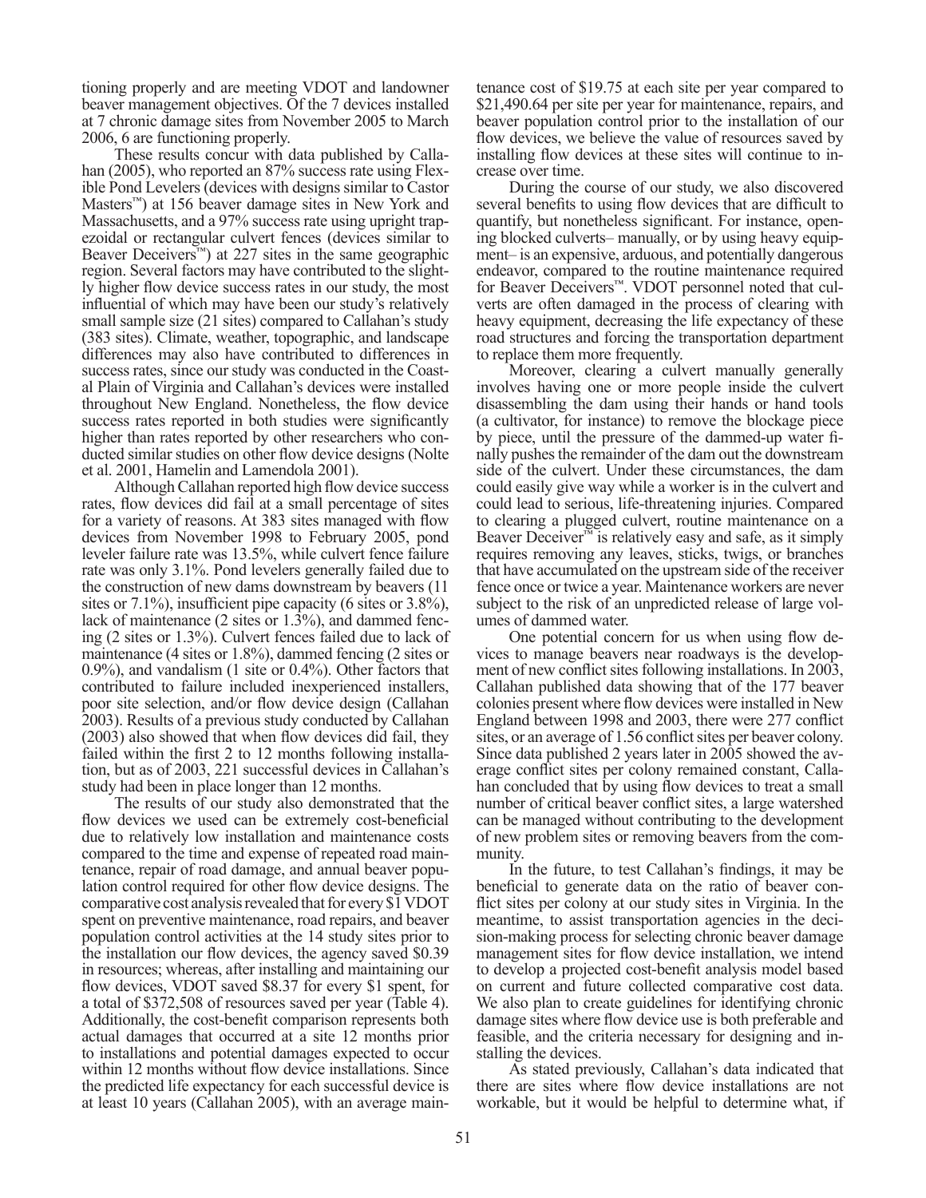tioning properly and are meeting VDOT and landowner beaver management objectives. Of the 7 devices installed at 7 chronic damage sites from November 2005 to March 2006, 6 are functioning properly.

These results concur with data published by Callahan (2005), who reported an 87% success rate using Flexible Pond Levelers (devices with designs similar to Castor Masters™) at 156 beaver damage sites in New York and Massachusetts, and a 97% success rate using upright trapezoidal or rectangular culvert fences (devices similar to Beaver Deceivers™) at 227 sites in the same geographic region. Several factors may have contributed to the slightly higher flow device success rates in our study, the most influential of which may have been our study's relatively small sample size (21 sites) compared to Callahan's study (383 sites). Climate, weather, topographic, and landscape differences may also have contributed to differences in success rates, since our study was conducted in the Coastal Plain of Virginia and Callahan's devices were installed throughout New England. Nonetheless, the flow device success rates reported in both studies were significantly higher than rates reported by other researchers who conducted similar studies on other flow device designs (Nolte et al. 2001, Hamelin and Lamendola 2001).

Although Callahan reported high flow device success rates, flow devices did fail at a small percentage of sites for a variety of reasons. At 383 sites managed with flow devices from November 1998 to February 2005, pond leveler failure rate was 13.5%, while culvert fence failure rate was only 3.1%. Pond levelers generally failed due to the construction of new dams downstream by beavers (11 sites or 7.1%), insufficient pipe capacity (6 sites or 3.8%), lack of maintenance (2 sites or 1.3%), and dammed fencing (2 sites or 1.3%). Culvert fences failed due to lack of maintenance (4 sites or 1.8%), dammed fencing (2 sites or 0.9%), and vandalism (1 site or 0.4%). Other factors that contributed to failure included inexperienced installers, poor site selection, and/or flow device design (Callahan 2003). Results of a previous study conducted by Callahan (2003) also showed that when flow devices did fail, they failed within the first 2 to 12 months following installation, but as of 2003, 221 successful devices in Callahan's study had been in place longer than 12 months.

The results of our study also demonstrated that the flow devices we used can be extremely cost-beneficial due to relatively low installation and maintenance costs compared to the time and expense of repeated road maintenance, repair of road damage, and annual beaver population control required for other flow device designs. The comparative cost analysis revealed that for every $1 VDOT spent on preventive maintenance, road repairs, and beaver population control activities at the 14 study sites prior to the installation our flow devices, the agency saved $0.39 in resources; whereas, after installing and maintaining our flow devices, VDOT saved $8.37 for every $1 spent, for a total of $372,508 of resources saved per year (Table 4). Additionally, the cost-benefit comparison represents both actual damages that occurred at a site 12 months prior to installations and potential damages expected to occur within 12 months without flow device installations. Since the predicted life expectancy for each successful device is at least 10 years (Callahan 2005), with an average maintenance cost of $19.75 at each site per year compared to $21,490.64 per site per year for maintenance, repairs, and beaver population control prior to the installation of our flow devices, we believe the value of resources saved by installing flow devices at these sites will continue to increase over time.

During the course of our study, we also discovered several benefits to using flow devices that are difficult to quantify, but nonetheless significant. For instance, opening blocked culverts– manually, or by using heavy equipment– is an expensive, arduous, and potentially dangerous endeavor, compared to the routine maintenance required for Beaver Deceivers™. VDOT personnel noted that culverts are often damaged in the process of clearing with heavy equipment, decreasing the life expectancy of these road structures and forcing the transportation department to replace them more frequently.

Moreover, clearing a culvert manually generally involves having one or more people inside the culvert disassembling the dam using their hands or hand tools (a cultivator, for instance) to remove the blockage piece by piece, until the pressure of the dammed-up water finally pushes the remainder of the dam out the downstream side of the culvert. Under these circumstances, the dam could easily give way while a worker is in the culvert and could lead to serious, life-threatening injuries. Compared to clearing a plugged culvert, routine maintenance on a Beaver Deceiver™ is relatively easy and safe, as it simply requires removing any leaves, sticks, twigs, or branches that have accumulated on the upstream side of the receiver fence once or twice a year. Maintenance workers are never subject to the risk of an unpredicted release of large volumes of dammed water.

One potential concern for us when using flow devices to manage beavers near roadways is the development of new conflict sites following installations. In 2003, Callahan published data showing that of the 177 beaver colonies present where flow devices were installed in New England between 1998 and 2003, there were 277 conflict sites, or an average of 1.56 conflict sites per beaver colony. Since data published 2 years later in 2005 showed the average conflict sites per colony remained constant, Callahan concluded that by using flow devices to treat a small number of critical beaver conflict sites, a large watershed can be managed without contributing to the development of new problem sites or removing beavers from the community.

In the future, to test Callahan's findings, it may be beneficial to generate data on the ratio of beaver conflict sites per colony at our study sites in Virginia. In the meantime, to assist transportation agencies in the decision-making process for selecting chronic beaver damage management sites for flow device installation, we intend to develop a projected cost-benefit analysis model based on current and future collected comparative cost data. We also plan to create guidelines for identifying chronic damage sites where flow device use is both preferable and feasible, and the criteria necessary for designing and installing the devices.

As stated previously, Callahan's data indicated that there are sites where flow device installations are not workable, but it would be helpful to determine what, if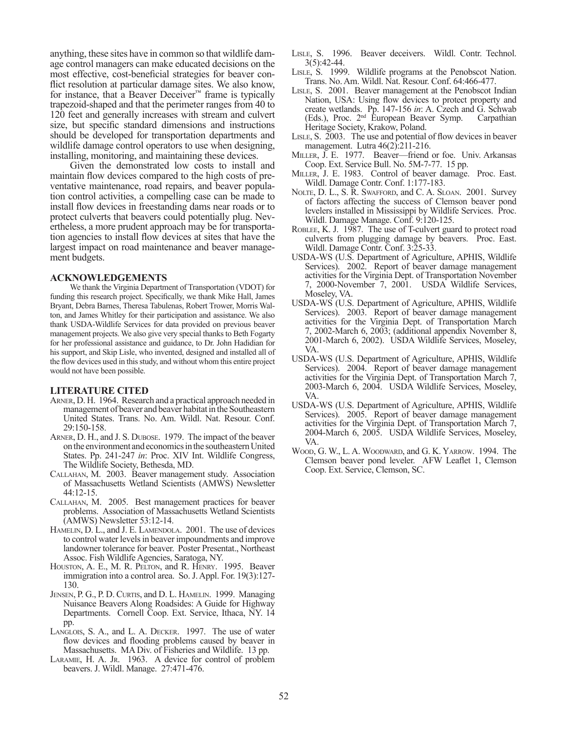anything, these sites have in common so that wildlife damage control managers can make educated decisions on the most effective, cost-beneficial strategies for beaver conflict resolution at particular damage sites. We also know, for instance, that a Beaver Deceiver™ frame is typically trapezoid-shaped and that the perimeter ranges from 40 to 120 feet and generally increases with stream and culvert size, but specific standard dimensions and instructions should be developed for transportation departments and wildlife damage control operators to use when designing, installing, monitoring, and maintaining these devices.

Given the demonstrated low costs to install and maintain flow devices compared to the high costs of preventative maintenance, road repairs, and beaver population control activities, a compelling case can be made to install flow devices in freestanding dams near roads or to protect culverts that beavers could potentially plug. Nevertheless, a more prudent approach may be for transportation agencies to install flow devices at sites that have the largest impact on road maintenance and beaver management budgets.

## ACKNOWLEDGEMENTS

We thank the Virginia Department of Transportation (VDOT) for funding this research project. Specifically, we thank Mike Hall, James Bryant, Debra Barnes, Theresa Tabulenas, Robert Trower, Morris Walton, and James Whitley for their participation and assistance. We also thank USDA-Wildlife Services for data provided on previous beaver management projects. We also give very special thanks to Beth Fogarty for her professional assistance and guidance, to Dr. John Hadidian for his support, and Skip Lisle, who invented, designed and installed all of the flow devices used in this study, and without whom this entire project would not have been possible.

## LITERATURE CITED

Arner, D. H. 1964. Research and a practical approach needed in management of beaver and beaver habitat in the Southeastern United States. Trans. No. Am. Wildl. Nat. Resour. Conf. 29:150-158.

Arner, D. H., and J. S. Dubose. 1979. The impact of the beaver on the environment and economics in the southeastern United States. Pp. 241-247 *in*: Proc. XIV Int. Wildlife Congress, The Wildlife Society, Bethesda, MD.

Callahan, M. 2003. Beaver management study. Association of Massachusetts Wetland Scientists (AMWS) Newsletter 44:12-15.

Callahan, M. 2005. Best management practices for beaver problems. Association of Massachusetts Wetland Scientists (AMWS) Newsletter 53:12-14.

Hamelin, D. L., and J. E. Lamendola. 2001. The use of devices to control water levels in beaver impoundments and improve landowner tolerance for beaver. Poster Presentat., Northeast Assoc. Fish Wildlife Agencies, Saratoga, NY.

Houston, A. E., M. R. Pelton, and R. Henry. 1995. Beaver immigration into a control area. So. J. Appl. For. 19(3):127-130.

Jensen, P. G., P. D. Curtis, and D. L. Hamelin. 1999. Managing Nuisance Beavers Along Roadsides: A Guide for Highway Departments. Cornell Coop. Ext. Service, Ithaca, NY. 14 pp.

Langlois, S. A., and L. A. Decker. 1997. The use of water flow devices and flooding problems caused by beaver in Massachusetts. MA Div. of Fisheries and Wildlife. 13 pp.

Laramie, H. A. Jr. 1963. A device for control of problem beavers. J. Wildl. Manage. 27:471-476.

Lisle, S. 1996. Beaver deceivers. Wildl. Contr. Technol. 3(5):42-44.

Lisle, S. 1999. Wildlife programs at the Penobscot Nation. Trans. No. Am. Wildl. Nat. Resour. Conf. 64:466-477.

Lisle, S. 2001. Beaver management at the Penobscot Indian Nation, USA: Using flow devices to protect property and create wetlands. Pp. 147-156 *in*: A. Czech and G. Schwab (Eds.), Proc. 2nd European Beaver Symp. Carpathian Heritage Society, Krakow, Poland.

Lisle, S. 2003. The use and potential of flow devices in beaver management. Lutra 46(2):211-216.

Miller, J. E. 1977. Beaver—friend or foe. Univ. Arkansas Coop. Ext. Service Bull. No. 5M-7-77. 15 pp.

Miller, J. E. 1983. Control of beaver damage. Proc. East. Wildl. Damage Contr. Conf. 1:177-183.

Nolte, D. L., S. R. Swafford, and C. A. Sloan. 2001. Survey of factors affecting the success of Clemson beaver pond levelers installed in Mississippi by Wildlife Services. Proc. Wildl. Damage Manage. Conf. 9:120-125.

Roblee, K. J. 1987. The use of T-culvert guard to protect road culverts from plugging damage by beavers. Proc. East. Wildl. Damage Contr. Conf. 3:25-33.

USDA-WS (U.S. Department of Agriculture, APHIS, Wildlife Services). 2002. Report of beaver damage management activities for the Virginia Dept. of Transportation November 7, 2000-November 7, 2001. USDA Wildlife Services, Moseley, VA.

USDA-WS (U.S. Department of Agriculture, APHIS, Wildlife Services). 2003. Report of beaver damage management activities for the Virginia Dept. of Transportation March 7, 2002-March 6, 2003; (additional appendix November 8, 2001-March 6, 2002). USDA Wildlife Services, Moseley, VA.

USDA-WS (U.S. Department of Agriculture, APHIS, Wildlife Services). 2004. Report of beaver damage management activities for the Virginia Dept. of Transportation March 7, 2003-March 6, 2004. USDA Wildlife Services, Moseley, VA.

USDA-WS (U.S. Department of Agriculture, APHIS, Wildlife Services). 2005. Report of beaver damage management activities for the Virginia Dept. of Transportation March 7, 2004-March 6, 2005. USDA Wildlife Services, Moseley, VA.

Wood, G. W., L. A. Woodward, and G. K. Yarrow. 1994. The Clemson beaver pond leveler. AFW Leaflet 1, Clemson Coop. Ext. Service, Clemson, SC.